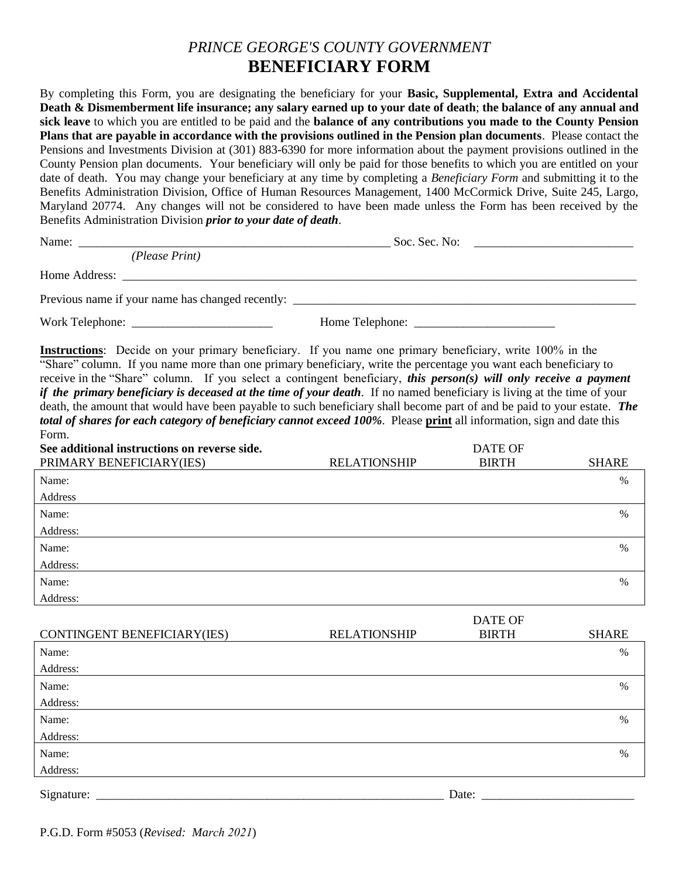*PRINCE GEORGE'S COUNTY GOVERNMENT*

# BENEFICIARY FORM

By completing this Form, you are designating the beneficiary for your **Basic, Supplemental, Extra and Accidental Death & Dismemberment life insurance; any salary earned up to your date of death**; **the balance of any annual and sick leave** to which you are entitled to be paid and the **balance of any contributions you made to the County Pension Plans that are payable in accordance with the provisions outlined in the Pension plan documents**. Please contact the Pensions and Investments Division at (301) 883-6390 for more information about the payment provisions outlined in the County Pension plan documents. Your beneficiary will only be paid for those benefits to which you are entitled on your date of death. You may change your beneficiary at any time by completing a *Beneficiary Form* and submitting it to the Benefits Administration Division, Office of Human Resources Management, 1400 McCormick Drive, Suite 245, Largo, Maryland 20774. Any changes will not be considered to have been made unless the Form has been received by the Benefits Administration Division ***prior to your date of death***.

Name: ____________________________________________________ Soc. Sec. No: __________________________
*(Please Print)*

Home Address: ________________________________________________________________________________

Previous name if your name has changed recently: ___________________________________________________

Work Telephone: _______________________ Home Telephone: _______________________

**Instructions**: Decide on your primary beneficiary. If you name one primary beneficiary, write 100% in the "Share" column. If you name more than one primary beneficiary, write the percentage you want each beneficiary to receive in the "Share" column. If you select a contingent beneficiary, ***this person(s) will only receive a payment if the primary beneficiary is deceased at the time of your death***. If no named beneficiary is living at the time of your death, the amount that would have been payable to such beneficiary shall become part of and be paid to your estate. ***The total of shares for each category of beneficiary cannot exceed 100%***. Please **print** all information, sign and date this Form.

**See additional instructions on reverse side.**

| PRIMARY BENEFICIARY(IES) | RELATIONSHIP | DATE OF BIRTH | SHARE |
|---|---|---|---|
| Name:<br>Address | | | % |
| Name:<br>Address: | | | % |
| Name:<br>Address: | | | % |
| Name:<br>Address: | | | % |

| CONTINGENT BENEFICIARY(IES) | RELATIONSHIP | DATE OF BIRTH | SHARE |
|---|---|---|---|
| Name:<br>Address: | | | % |
| Name:<br>Address: | | | % |
| Name:<br>Address: | | | % |
| Name:<br>Address: | | | % |

Signature: ____________________________________________________________ Date: _________________________

P.G.D. Form #5053 (*Revised: March 2021*)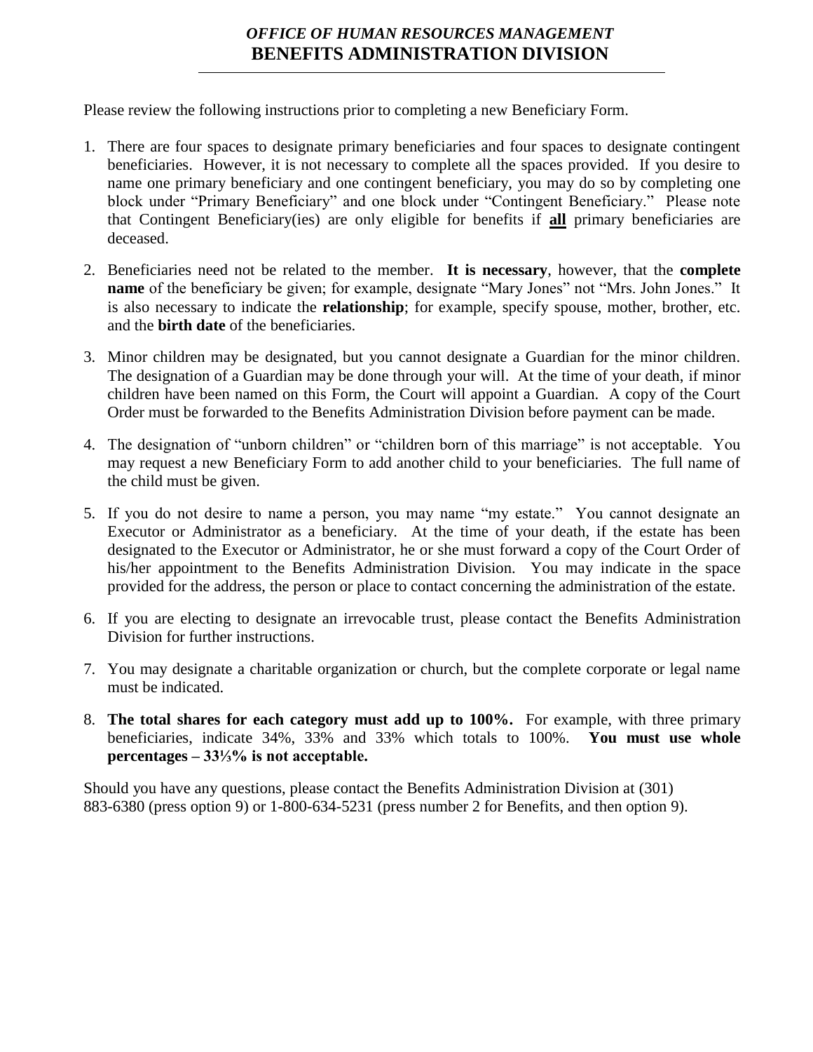*OFFICE OF HUMAN RESOURCES MANAGEMENT*
**BENEFITS ADMINISTRATION DIVISION**

---

Please review the following instructions prior to completing a new Beneficiary Form.

1. There are four spaces to designate primary beneficiaries and four spaces to designate contingent beneficiaries. However, it is not necessary to complete all the spaces provided. If you desire to name one primary beneficiary and one contingent beneficiary, you may do so by completing one block under "Primary Beneficiary" and one block under "Contingent Beneficiary." Please note that Contingent Beneficiary(ies) are only eligible for benefits if <u>**all**</u> primary beneficiaries are deceased.

2. Beneficiaries need not be related to the member. **It is necessary**, however, that the **complete name** of the beneficiary be given; for example, designate "Mary Jones" not "Mrs. John Jones." It is also necessary to indicate the **relationship**; for example, specify spouse, mother, brother, etc. and the **birth date** of the beneficiaries.

3. Minor children may be designated, but you cannot designate a Guardian for the minor children. The designation of a Guardian may be done through your will. At the time of your death, if minor children have been named on this Form, the Court will appoint a Guardian. A copy of the Court Order must be forwarded to the Benefits Administration Division before payment can be made.

4. The designation of "unborn children" or "children born of this marriage" is not acceptable. You may request a new Beneficiary Form to add another child to your beneficiaries. The full name of the child must be given.

5. If you do not desire to name a person, you may name "my estate." You cannot designate an Executor or Administrator as a beneficiary. At the time of your death, if the estate has been designated to the Executor or Administrator, he or she must forward a copy of the Court Order of his/her appointment to the Benefits Administration Division. You may indicate in the space provided for the address, the person or place to contact concerning the administration of the estate.

6. If you are electing to designate an irrevocable trust, please contact the Benefits Administration Division for further instructions.

7. You may designate a charitable organization or church, but the complete corporate or legal name must be indicated.

8. **The total shares for each category must add up to 100%.** For example, with three primary beneficiaries, indicate 34%, 33% and 33% which totals to 100%. **You must use whole percentages – 33⅓% is not acceptable.**

Should you have any questions, please contact the Benefits Administration Division at (301) 883-6380 (press option 9) or 1-800-634-5231 (press number 2 for Benefits, and then option 9).